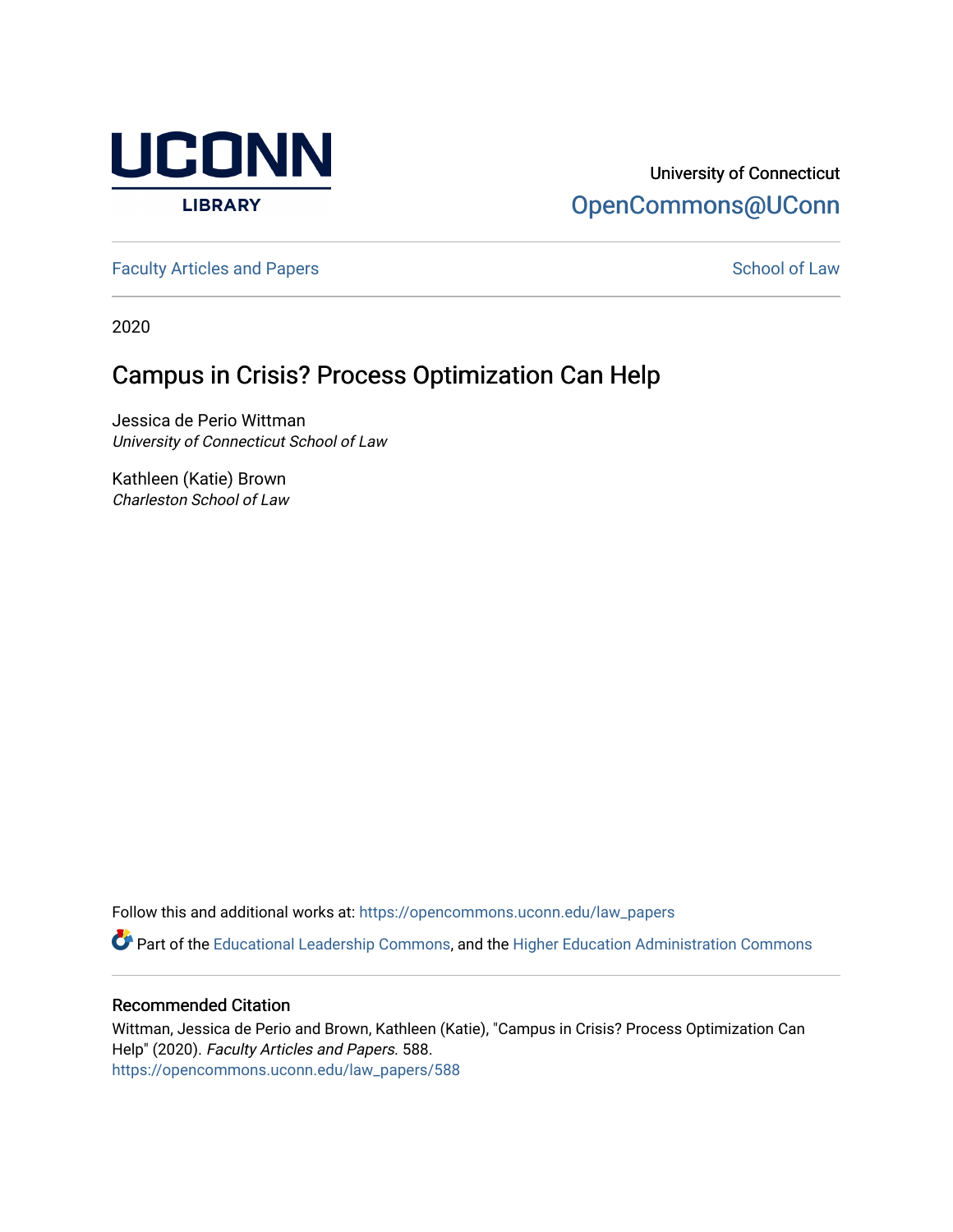UCONN LIBRARY

University of Connecticut
OpenCommons@UConn

Faculty Articles and Papers | School of Law

2020

# Campus in Crisis? Process Optimization Can Help

Jessica de Perio Wittman
*University of Connecticut School of Law*

Kathleen (Katie) Brown
*Charleston School of Law*

Follow this and additional works at: https://opencommons.uconn.edu/law_papers

Part of the Educational Leadership Commons, and the Higher Education Administration Commons

## Recommended Citation

Wittman, Jessica de Perio and Brown, Kathleen (Katie), "Campus in Crisis? Process Optimization Can Help" (2020). *Faculty Articles and Papers*. 588.
https://opencommons.uconn.edu/law_papers/588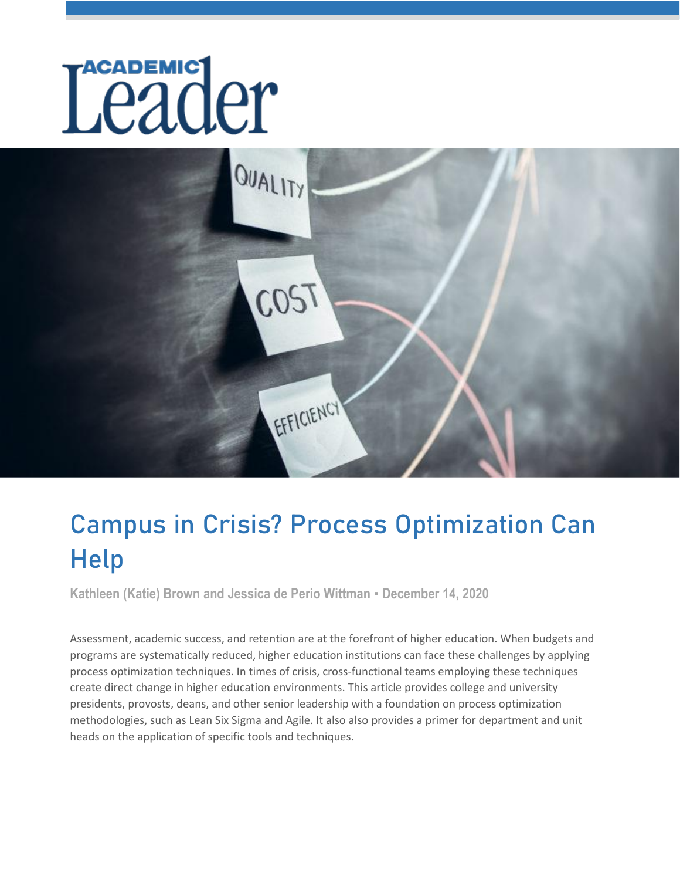# Campus in Crisis? Process Optimization Can Help

**Kathleen (Katie) Brown and Jessica de Perio Wittman ▪ December 14, 2020**

Assessment, academic success, and retention are at the forefront of higher education. When budgets and programs are systematically reduced, higher education institutions can face these challenges by applying process optimization techniques. In times of crisis, cross-functional teams employing these techniques create direct change in higher education environments. This article provides college and university presidents, provosts, deans, and other senior leadership with a foundation on process optimization methodologies, such as Lean Six Sigma and Agile. It also also provides a primer for department and unit heads on the application of specific tools and techniques.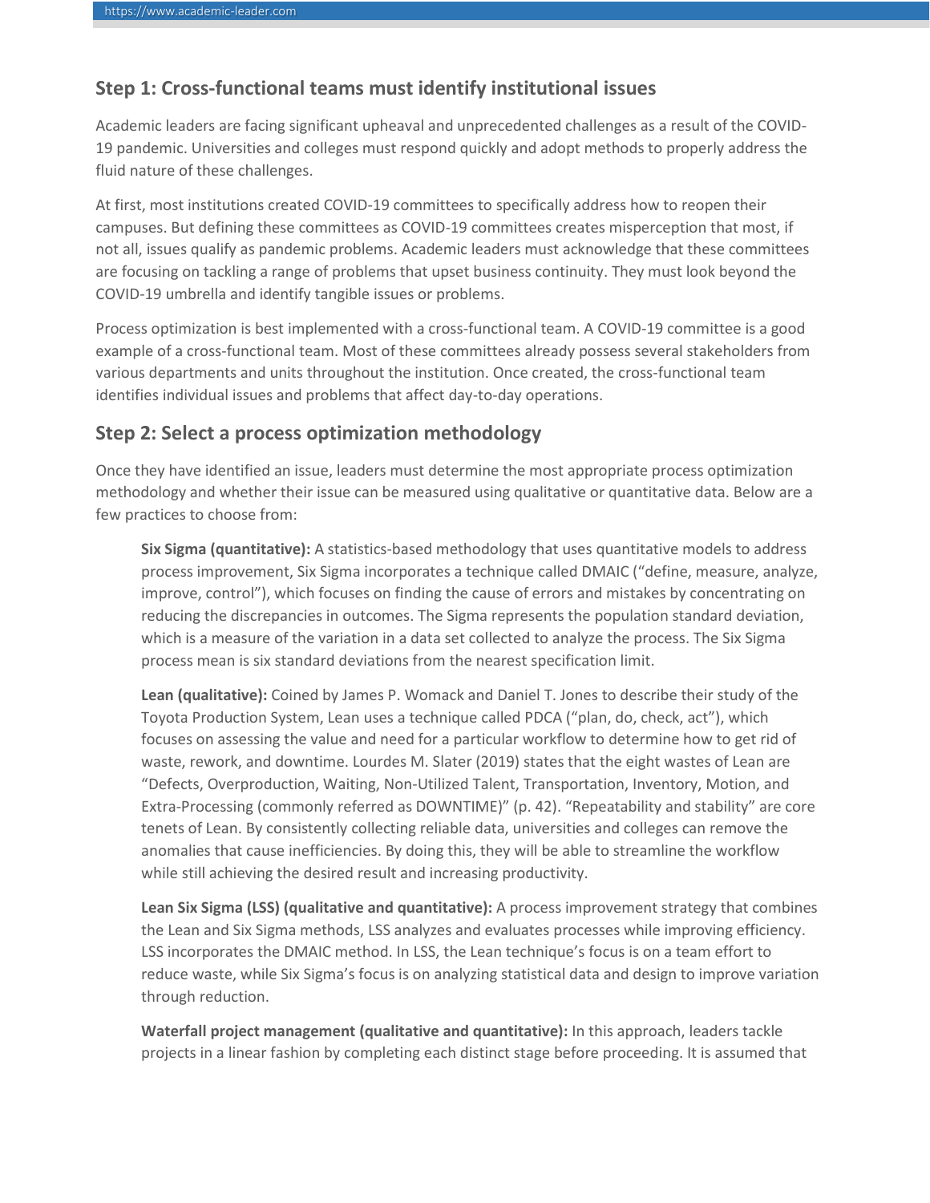## Step 1: Cross-functional teams must identify institutional issues

Academic leaders are facing significant upheaval and unprecedented challenges as a result of the COVID-19 pandemic. Universities and colleges must respond quickly and adopt methods to properly address the fluid nature of these challenges.

At first, most institutions created COVID-19 committees to specifically address how to reopen their campuses. But defining these committees as COVID-19 committees creates misperception that most, if not all, issues qualify as pandemic problems. Academic leaders must acknowledge that these committees are focusing on tackling a range of problems that upset business continuity. They must look beyond the COVID-19 umbrella and identify tangible issues or problems.

Process optimization is best implemented with a cross-functional team. A COVID-19 committee is a good example of a cross-functional team. Most of these committees already possess several stakeholders from various departments and units throughout the institution. Once created, the cross-functional team identifies individual issues and problems that affect day-to-day operations.

## Step 2: Select a process optimization methodology

Once they have identified an issue, leaders must determine the most appropriate process optimization methodology and whether their issue can be measured using qualitative or quantitative data. Below are a few practices to choose from:

**Six Sigma (quantitative):** A statistics-based methodology that uses quantitative models to address process improvement, Six Sigma incorporates a technique called DMAIC ("define, measure, analyze, improve, control"), which focuses on finding the cause of errors and mistakes by concentrating on reducing the discrepancies in outcomes. The Sigma represents the population standard deviation, which is a measure of the variation in a data set collected to analyze the process. The Six Sigma process mean is six standard deviations from the nearest specification limit.

**Lean (qualitative):** Coined by James P. Womack and Daniel T. Jones to describe their study of the Toyota Production System, Lean uses a technique called PDCA ("plan, do, check, act"), which focuses on assessing the value and need for a particular workflow to determine how to get rid of waste, rework, and downtime. Lourdes M. Slater (2019) states that the eight wastes of Lean are "Defects, Overproduction, Waiting, Non-Utilized Talent, Transportation, Inventory, Motion, and Extra-Processing (commonly referred as DOWNTIME)" (p. 42). "Repeatability and stability" are core tenets of Lean. By consistently collecting reliable data, universities and colleges can remove the anomalies that cause inefficiencies. By doing this, they will be able to streamline the workflow while still achieving the desired result and increasing productivity.

**Lean Six Sigma (LSS) (qualitative and quantitative):** A process improvement strategy that combines the Lean and Six Sigma methods, LSS analyzes and evaluates processes while improving efficiency. LSS incorporates the DMAIC method. In LSS, the Lean technique's focus is on a team effort to reduce waste, while Six Sigma's focus is on analyzing statistical data and design to improve variation through reduction.

**Waterfall project management (qualitative and quantitative):** In this approach, leaders tackle projects in a linear fashion by completing each distinct stage before proceeding. It is assumed that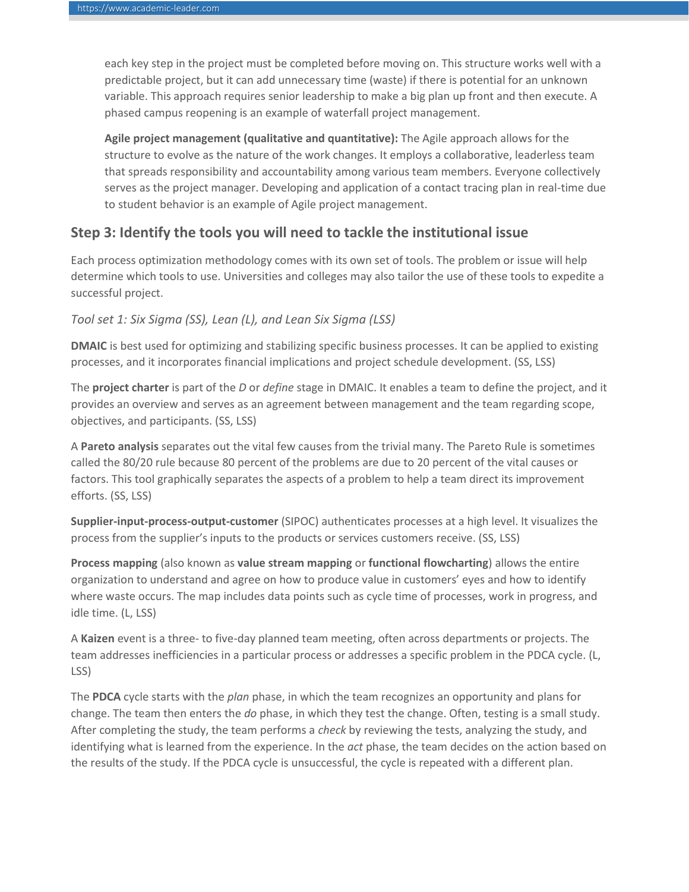each key step in the project must be completed before moving on. This structure works well with a predictable project, but it can add unnecessary time (waste) if there is potential for an unknown variable. This approach requires senior leadership to make a big plan up front and then execute. A phased campus reopening is an example of waterfall project management.

**Agile project management (qualitative and quantitative):** The Agile approach allows for the structure to evolve as the nature of the work changes. It employs a collaborative, leaderless team that spreads responsibility and accountability among various team members. Everyone collectively serves as the project manager. Developing and application of a contact tracing plan in real-time due to student behavior is an example of Agile project management.

## Step 3: Identify the tools you will need to tackle the institutional issue

Each process optimization methodology comes with its own set of tools. The problem or issue will help determine which tools to use. Universities and colleges may also tailor the use of these tools to expedite a successful project.

*Tool set 1: Six Sigma (SS), Lean (L), and Lean Six Sigma (LSS)*

**DMAIC** is best used for optimizing and stabilizing specific business processes. It can be applied to existing processes, and it incorporates financial implications and project schedule development. (SS, LSS)

The **project charter** is part of the *D* or *define* stage in DMAIC. It enables a team to define the project, and it provides an overview and serves as an agreement between management and the team regarding scope, objectives, and participants. (SS, LSS)

A **Pareto analysis** separates out the vital few causes from the trivial many. The Pareto Rule is sometimes called the 80/20 rule because 80 percent of the problems are due to 20 percent of the vital causes or factors. This tool graphically separates the aspects of a problem to help a team direct its improvement efforts. (SS, LSS)

**Supplier-input-process-output-customer** (SIPOC) authenticates processes at a high level. It visualizes the process from the supplier's inputs to the products or services customers receive. (SS, LSS)

**Process mapping** (also known as **value stream mapping** or **functional flowcharting**) allows the entire organization to understand and agree on how to produce value in customers' eyes and how to identify where waste occurs. The map includes data points such as cycle time of processes, work in progress, and idle time. (L, LSS)

A **Kaizen** event is a three- to five-day planned team meeting, often across departments or projects. The team addresses inefficiencies in a particular process or addresses a specific problem in the PDCA cycle. (L, LSS)

The **PDCA** cycle starts with the *plan* phase, in which the team recognizes an opportunity and plans for change. The team then enters the *do* phase, in which they test the change. Often, testing is a small study. After completing the study, the team performs a *check* by reviewing the tests, analyzing the study, and identifying what is learned from the experience. In the *act* phase, the team decides on the action based on the results of the study. If the PDCA cycle is unsuccessful, the cycle is repeated with a different plan.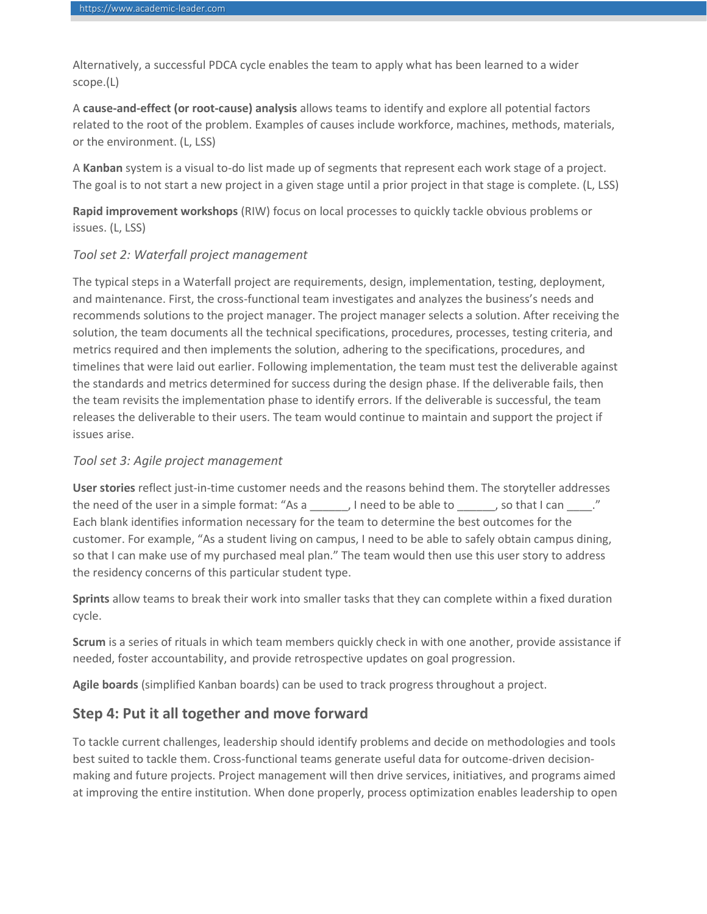Alternatively, a successful PDCA cycle enables the team to apply what has been learned to a wider scope.(L)

A **cause-and-effect (or root-cause) analysis** allows teams to identify and explore all potential factors related to the root of the problem. Examples of causes include workforce, machines, methods, materials, or the environment. (L, LSS)

A **Kanban** system is a visual to-do list made up of segments that represent each work stage of a project. The goal is to not start a new project in a given stage until a prior project in that stage is complete. (L, LSS)

**Rapid improvement workshops** (RIW) focus on local processes to quickly tackle obvious problems or issues. (L, LSS)

*Tool set 2: Waterfall project management*

The typical steps in a Waterfall project are requirements, design, implementation, testing, deployment, and maintenance. First, the cross-functional team investigates and analyzes the business's needs and recommends solutions to the project manager. The project manager selects a solution. After receiving the solution, the team documents all the technical specifications, procedures, processes, testing criteria, and metrics required and then implements the solution, adhering to the specifications, procedures, and timelines that were laid out earlier. Following implementation, the team must test the deliverable against the standards and metrics determined for success during the design phase. If the deliverable fails, then the team revisits the implementation phase to identify errors. If the deliverable is successful, the team releases the deliverable to their users. The team would continue to maintain and support the project if issues arise.

*Tool set 3: Agile project management*

**User stories** reflect just-in-time customer needs and the reasons behind them. The storyteller addresses the need of the user in a simple format: "As a ______, I need to be able to ______, so that I can ____." Each blank identifies information necessary for the team to determine the best outcomes for the customer. For example, "As a student living on campus, I need to be able to safely obtain campus dining, so that I can make use of my purchased meal plan." The team would then use this user story to address the residency concerns of this particular student type.

**Sprints** allow teams to break their work into smaller tasks that they can complete within a fixed duration cycle.

**Scrum** is a series of rituals in which team members quickly check in with one another, provide assistance if needed, foster accountability, and provide retrospective updates on goal progression.

**Agile boards** (simplified Kanban boards) can be used to track progress throughout a project.

## Step 4: Put it all together and move forward

To tackle current challenges, leadership should identify problems and decide on methodologies and tools best suited to tackle them. Cross-functional teams generate useful data for outcome-driven decision-making and future projects. Project management will then drive services, initiatives, and programs aimed at improving the entire institution. When done properly, process optimization enables leadership to open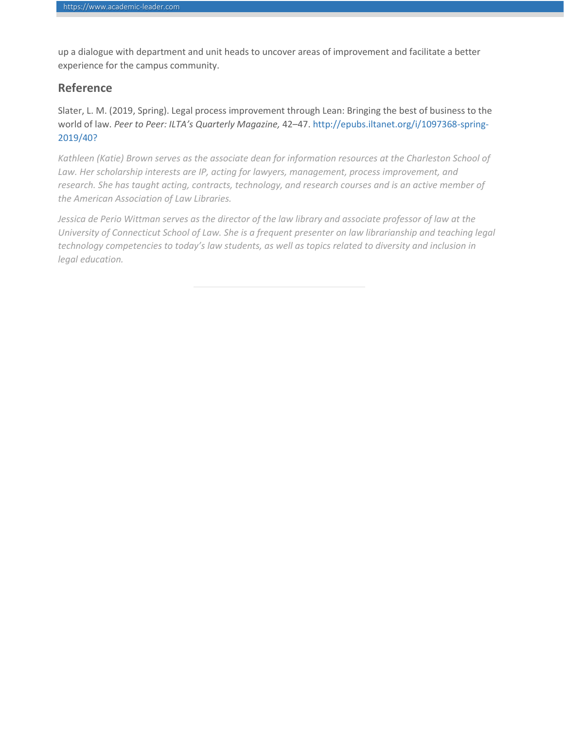up a dialogue with department and unit heads to uncover areas of improvement and facilitate a better experience for the campus community.

## Reference

Slater, L. M. (2019, Spring). Legal process improvement through Lean: Bringing the best of business to the world of law. *Peer to Peer: ILTA's Quarterly Magazine,* 42–47. http://epubs.iltanet.org/i/1097368-spring-2019/40?

*Kathleen (Katie) Brown serves as the associate dean for information resources at the Charleston School of Law. Her scholarship interests are IP, acting for lawyers, management, process improvement, and research. She has taught acting, contracts, technology, and research courses and is an active member of the American Association of Law Libraries.*

*Jessica de Perio Wittman serves as the director of the law library and associate professor of law at the University of Connecticut School of Law. She is a frequent presenter on law librarianship and teaching legal technology competencies to today's law students, as well as topics related to diversity and inclusion in legal education.*